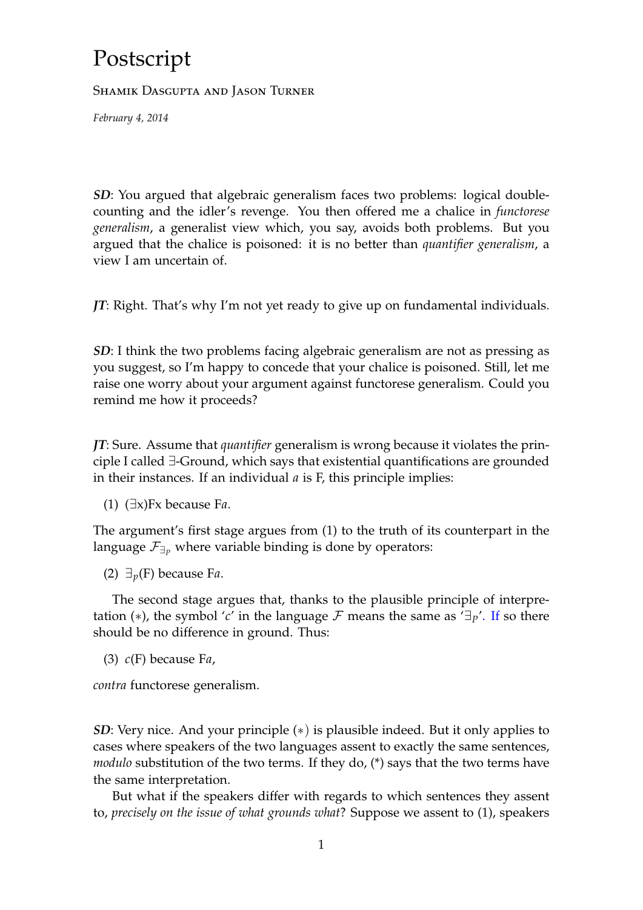# Postscript

Shamik Dasgupta and Jason Turner

*February 4, 2014*

***SD***: You argued that algebraic generalism faces two problems: logical double-counting and the idler's revenge. You then offered me a chalice in *functorese generalism*, a generalist view which, you say, avoids both problems. But you argued that the chalice is poisoned: it is no better than *quantifier generalism*, a view I am uncertain of.

***JT***: Right. That's why I'm not yet ready to give up on fundamental individuals.

***SD***: I think the two problems facing algebraic generalism are not as pressing as you suggest, so I'm happy to concede that your chalice is poisoned. Still, let me raise one worry about your argument against functorese generalism. Could you remind me how it proceeds?

***JT***: Sure. Assume that *quantifier* generalism is wrong because it violates the principle I called ∃-Ground, which says that existential quantifications are grounded in their instances. If an individual *a* is F, this principle implies:

(1) (∃x)Fx because F*a*.

The argument's first stage argues from (1) to the truth of its counterpart in the language $\mathcal{F}_{\exists_p}$ where variable binding is done by operators:

(2) $\exists_p$(F) because F*a*.

The second stage argues that, thanks to the plausible principle of interpretation (∗), the symbol '*c*' in the language $\mathcal{F}$ means the same as '$\exists_p$'. If so there should be no difference in ground. Thus:

(3) *c*(F) because F*a*,

*contra* functorese generalism.

***SD***: Very nice. And your principle (∗) is plausible indeed. But it only applies to cases where speakers of the two languages assent to exactly the same sentences, *modulo* substitution of the two terms. If they do, (*) says that the two terms have the same interpretation.

But what if the speakers differ with regards to which sentences they assent to, *precisely on the issue of what grounds what*? Suppose we assent to (1), speakers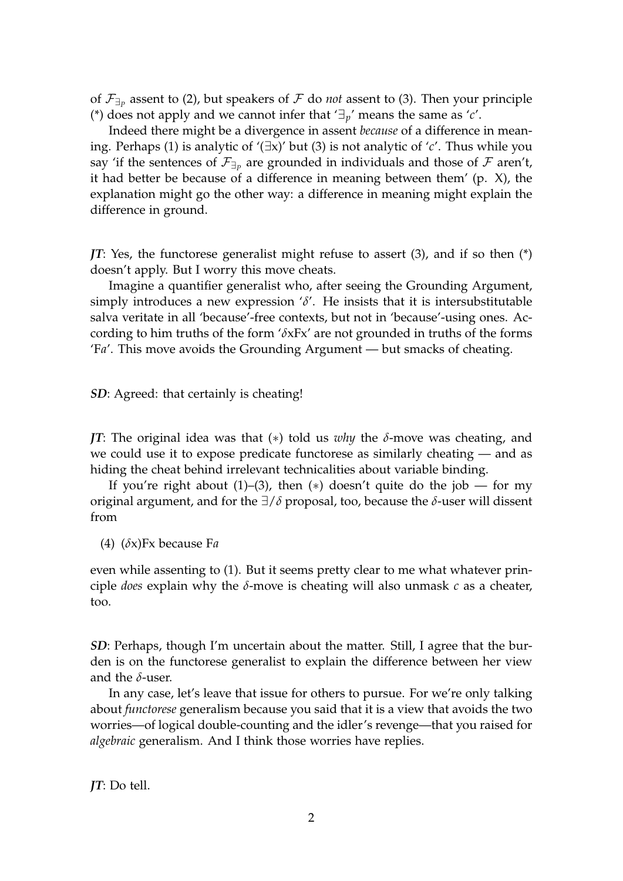of $\mathcal{F}_{\exists_p}$ assent to (2), but speakers of $\mathcal{F}$ do *not* assent to (3). Then your principle (*) does not apply and we cannot infer that '$\exists_p$' means the same as '$c$'.

Indeed there might be a divergence in assent *because* of a difference in meaning. Perhaps (1) is analytic of '($\exists$x)' but (3) is not analytic of '$c$'. Thus while you say 'if the sentences of $\mathcal{F}_{\exists_p}$ are grounded in individuals and those of $\mathcal{F}$ aren't, it had better be because of a difference in meaning between them' (p. X), the explanation might go the other way: a difference in meaning might explain the difference in ground.

***JT***: Yes, the functorese generalist might refuse to assert (3), and if so then (*) doesn't apply. But I worry this move cheats.

Imagine a quantifier generalist who, after seeing the Grounding Argument, simply introduces a new expression '$\delta$'. He insists that it is intersubstitutable salva veritate in all 'because'-free contexts, but not in 'because'-using ones. According to him truths of the form '$\delta$xFx' are not grounded in truths of the forms 'F$a$'. This move avoids the Grounding Argument — but smacks of cheating.

***SD***: Agreed: that certainly is cheating!

***JT***: The original idea was that (∗) told us *why* the $\delta$-move was cheating, and we could use it to expose predicate functorese as similarly cheating — and as hiding the cheat behind irrelevant technicalities about variable binding.

If you're right about (1)–(3), then (∗) doesn't quite do the job — for my original argument, and for the $\exists/\delta$ proposal, too, because the $\delta$-user will dissent from

(4) ($\delta$x)Fx because F$a$

even while assenting to (1). But it seems pretty clear to me what whatever principle *does* explain why the $\delta$-move is cheating will also unmask $c$ as a cheater, too.

***SD***: Perhaps, though I'm uncertain about the matter. Still, I agree that the burden is on the functorese generalist to explain the difference between her view and the $\delta$-user.

In any case, let's leave that issue for others to pursue. For we're only talking about *functorese* generalism because you said that it is a view that avoids the two worries—of logical double-counting and the idler's revenge—that you raised for *algebraic* generalism. And I think those worries have replies.

***JT***: Do tell.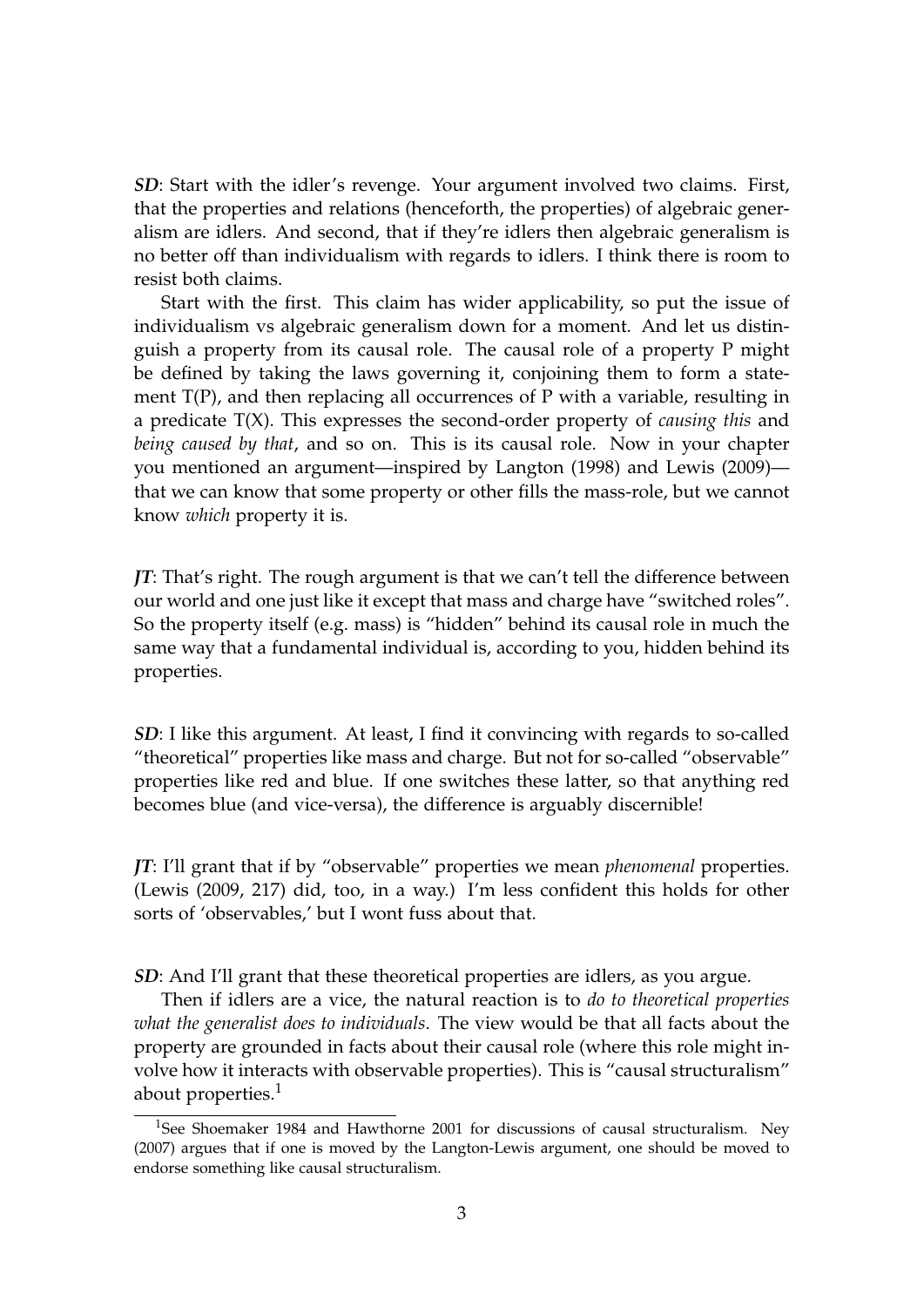***SD***: Start with the idler's revenge. Your argument involved two claims. First, that the properties and relations (henceforth, the properties) of algebraic generalism are idlers. And second, that if they're idlers then algebraic generalism is no better off than individualism with regards to idlers. I think there is room to resist both claims.

Start with the first. This claim has wider applicability, so put the issue of individualism vs algebraic generalism down for a moment. And let us distinguish a property from its causal role. The causal role of a property P might be defined by taking the laws governing it, conjoining them to form a statement T(P), and then replacing all occurrences of P with a variable, resulting in a predicate T(X). This expresses the second-order property of *causing this* and *being caused by that*, and so on. This is its causal role. Now in your chapter you mentioned an argument—inspired by Langton (1998) and Lewis (2009)—that we can know that some property or other fills the mass-role, but we cannot know *which* property it is.

***JT***: That's right. The rough argument is that we can't tell the difference between our world and one just like it except that mass and charge have "switched roles". So the property itself (e.g. mass) is "hidden" behind its causal role in much the same way that a fundamental individual is, according to you, hidden behind its properties.

***SD***: I like this argument. At least, I find it convincing with regards to so-called "theoretical" properties like mass and charge. But not for so-called "observable" properties like red and blue. If one switches these latter, so that anything red becomes blue (and vice-versa), the difference is arguably discernible!

***JT***: I'll grant that if by "observable" properties we mean *phenomenal* properties. (Lewis (2009, 217) did, too, in a way.) I'm less confident this holds for other sorts of 'observables,' but I wont fuss about that.

***SD***: And I'll grant that these theoretical properties are idlers, as you argue.

Then if idlers are a vice, the natural reaction is to *do to theoretical properties what the generalist does to individuals*. The view would be that all facts about the property are grounded in facts about their causal role (where this role might involve how it interacts with observable properties). This is "causal structuralism" about properties.[1]

[1]See Shoemaker 1984 and Hawthorne 2001 for discussions of causal structuralism. Ney (2007) argues that if one is moved by the Langton-Lewis argument, one should be moved to endorse something like causal structuralism.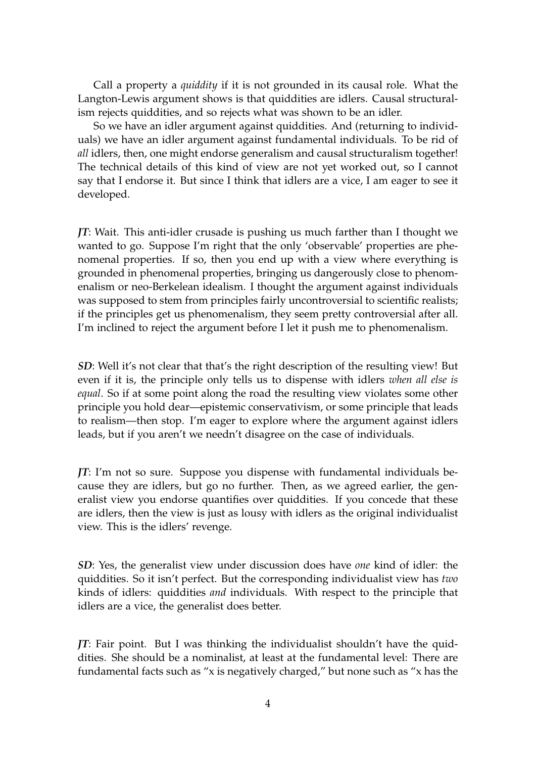Call a property a *quiddity* if it is not grounded in its causal role. What the Langton-Lewis argument shows is that quiddities are idlers. Causal structuralism rejects quiddities, and so rejects what was shown to be an idler.

So we have an idler argument against quiddities. And (returning to individuals) we have an idler argument against fundamental individuals. To be rid of *all* idlers, then, one might endorse generalism and causal structuralism together! The technical details of this kind of view are not yet worked out, so I cannot say that I endorse it. But since I think that idlers are a vice, I am eager to see it developed.

***JT***: Wait. This anti-idler crusade is pushing us much farther than I thought we wanted to go. Suppose I'm right that the only 'observable' properties are phenomenal properties. If so, then you end up with a view where everything is grounded in phenomenal properties, bringing us dangerously close to phenomenalism or neo-Berkelean idealism. I thought the argument against individuals was supposed to stem from principles fairly uncontroversial to scientific realists; if the principles get us phenomenalism, they seem pretty controversial after all. I'm inclined to reject the argument before I let it push me to phenomenalism.

***SD***: Well it's not clear that that's the right description of the resulting view! But even if it is, the principle only tells us to dispense with idlers *when all else is equal*. So if at some point along the road the resulting view violates some other principle you hold dear—epistemic conservativism, or some principle that leads to realism—then stop. I'm eager to explore where the argument against idlers leads, but if you aren't we needn't disagree on the case of individuals.

***JT***: I'm not so sure. Suppose you dispense with fundamental individuals because they are idlers, but go no further. Then, as we agreed earlier, the generalist view you endorse quantifies over quiddities. If you concede that these are idlers, then the view is just as lousy with idlers as the original individualist view. This is the idlers' revenge.

***SD***: Yes, the generalist view under discussion does have *one* kind of idler: the quiddities. So it isn't perfect. But the corresponding individualist view has *two* kinds of idlers: quiddities *and* individuals. With respect to the principle that idlers are a vice, the generalist does better.

***JT***: Fair point. But I was thinking the individualist shouldn't have the quiddities. She should be a nominalist, at least at the fundamental level: There are fundamental facts such as "x is negatively charged," but none such as "x has the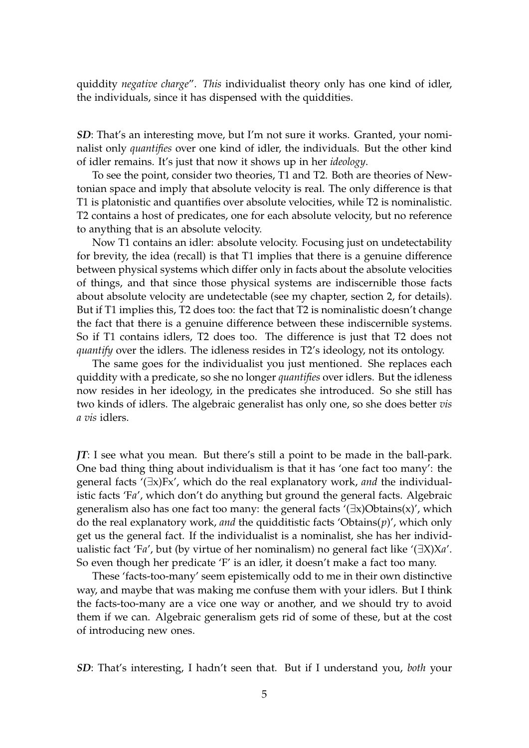quiddity *negative charge*". *This* individualist theory only has one kind of idler, the individuals, since it has dispensed with the quiddities.

***SD***: That's an interesting move, but I'm not sure it works. Granted, your nominalist only *quantifies* over one kind of idler, the individuals. But the other kind of idler remains. It's just that now it shows up in her *ideology*.

To see the point, consider two theories, T1 and T2. Both are theories of Newtonian space and imply that absolute velocity is real. The only difference is that T1 is platonistic and quantifies over absolute velocities, while T2 is nominalistic. T2 contains a host of predicates, one for each absolute velocity, but no reference to anything that is an absolute velocity.

Now T1 contains an idler: absolute velocity. Focusing just on undetectability for brevity, the idea (recall) is that T1 implies that there is a genuine difference between physical systems which differ only in facts about the absolute velocities of things, and that since those physical systems are indiscernible those facts about absolute velocity are undetectable (see my chapter, section 2, for details). But if T1 implies this, T2 does too: the fact that T2 is nominalistic doesn't change the fact that there is a genuine difference between these indiscernible systems. So if T1 contains idlers, T2 does too. The difference is just that T2 does not *quantify* over the idlers. The idleness resides in T2's ideology, not its ontology.

The same goes for the individualist you just mentioned. She replaces each quiddity with a predicate, so she no longer *quantifies* over idlers. But the idleness now resides in her ideology, in the predicates she introduced. So she still has two kinds of idlers. The algebraic generalist has only one, so she does better *vis a vis* idlers.

***JT***: I see what you mean. But there's still a point to be made in the ball-park. One bad thing thing about individualism is that it has 'one fact too many': the general facts '$(\exists x)Fx$', which do the real explanatory work, *and* the individualistic facts '$Fa$', which don't do anything but ground the general facts. Algebraic generalism also has one fact too many: the general facts '$(\exists x)\text{Obtains}(x)$', which do the real explanatory work, *and* the quidditistic facts '$\text{Obtains}(p)$', which only get us the general fact. If the individualist is a nominalist, she has her individualistic fact '$Fa$', but (by virtue of her nominalism) no general fact like '$(\exists X)Xa$'. So even though her predicate '$F$' is an idler, it doesn't make a fact too many.

These 'facts-too-many' seem epistemically odd to me in their own distinctive way, and maybe that was making me confuse them with your idlers. But I think the facts-too-many are a vice one way or another, and we should try to avoid them if we can. Algebraic generalism gets rid of some of these, but at the cost of introducing new ones.

***SD***: That's interesting, I hadn't seen that. But if I understand you, *both* your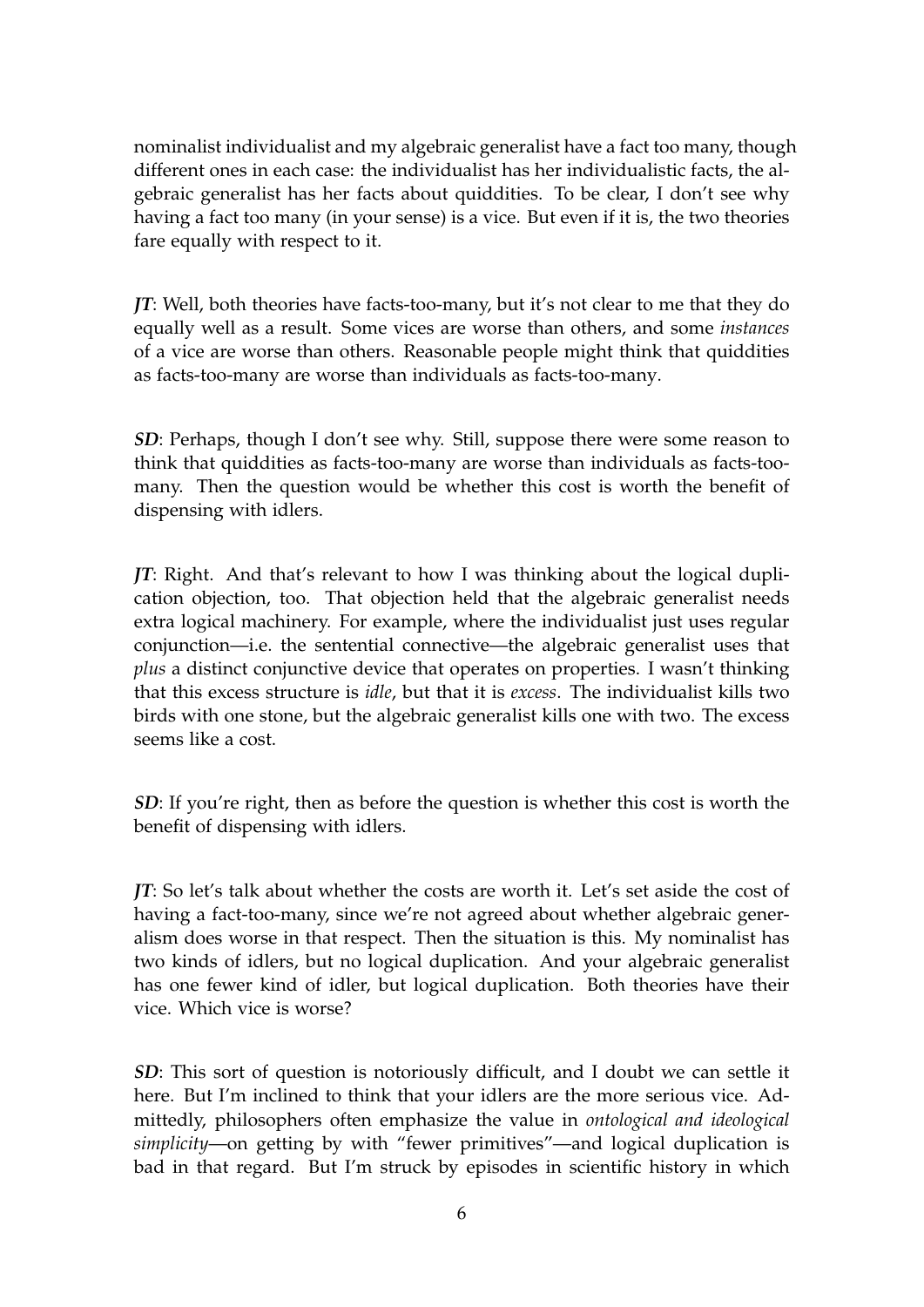nominalist individualist and my algebraic generalist have a fact too many, though different ones in each case: the individualist has her individualistic facts, the algebraic generalist has her facts about quiddities. To be clear, I don't see why having a fact too many (in your sense) is a vice. But even if it is, the two theories fare equally with respect to it.

***JT***: Well, both theories have facts-too-many, but it's not clear to me that they do equally well as a result. Some vices are worse than others, and some *instances* of a vice are worse than others. Reasonable people might think that quiddities as facts-too-many are worse than individuals as facts-too-many.

***SD***: Perhaps, though I don't see why. Still, suppose there were some reason to think that quiddities as facts-too-many are worse than individuals as facts-too-many. Then the question would be whether this cost is worth the benefit of dispensing with idlers.

***JT***: Right. And that's relevant to how I was thinking about the logical duplication objection, too. That objection held that the algebraic generalist needs extra logical machinery. For example, where the individualist just uses regular conjunction—i.e. the sentential connective—the algebraic generalist uses that *plus* a distinct conjunctive device that operates on properties. I wasn't thinking that this excess structure is *idle*, but that it is *excess*. The individualist kills two birds with one stone, but the algebraic generalist kills one with two. The excess seems like a cost.

***SD***: If you're right, then as before the question is whether this cost is worth the benefit of dispensing with idlers.

***JT***: So let's talk about whether the costs are worth it. Let's set aside the cost of having a fact-too-many, since we're not agreed about whether algebraic generalism does worse in that respect. Then the situation is this. My nominalist has two kinds of idlers, but no logical duplication. And your algebraic generalist has one fewer kind of idler, but logical duplication. Both theories have their vice. Which vice is worse?

***SD***: This sort of question is notoriously difficult, and I doubt we can settle it here. But I'm inclined to think that your idlers are the more serious vice. Admittedly, philosophers often emphasize the value in *ontological and ideological simplicity*—on getting by with "fewer primitives"—and logical duplication is bad in that regard. But I'm struck by episodes in scientific history in which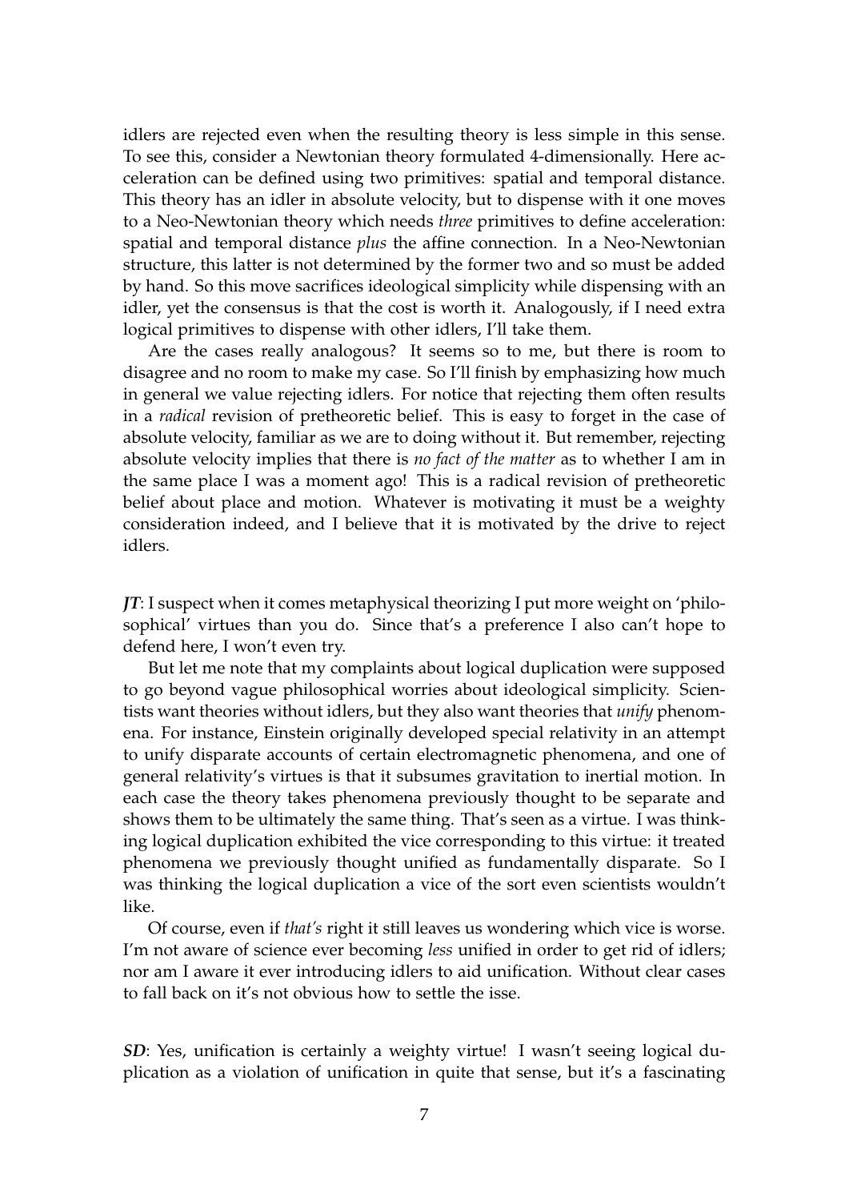idlers are rejected even when the resulting theory is less simple in this sense. To see this, consider a Newtonian theory formulated 4-dimensionally. Here acceleration can be defined using two primitives: spatial and temporal distance. This theory has an idler in absolute velocity, but to dispense with it one moves to a Neo-Newtonian theory which needs *three* primitives to define acceleration: spatial and temporal distance *plus* the affine connection. In a Neo-Newtonian structure, this latter is not determined by the former two and so must be added by hand. So this move sacrifices ideological simplicity while dispensing with an idler, yet the consensus is that the cost is worth it. Analogously, if I need extra logical primitives to dispense with other idlers, I'll take them.

Are the cases really analogous? It seems so to me, but there is room to disagree and no room to make my case. So I'll finish by emphasizing how much in general we value rejecting idlers. For notice that rejecting them often results in a *radical* revision of pretheoretic belief. This is easy to forget in the case of absolute velocity, familiar as we are to doing without it. But remember, rejecting absolute velocity implies that there is *no fact of the matter* as to whether I am in the same place I was a moment ago! This is a radical revision of pretheoretic belief about place and motion. Whatever is motivating it must be a weighty consideration indeed, and I believe that it is motivated by the drive to reject idlers.

***JT***: I suspect when it comes metaphysical theorizing I put more weight on 'philosophical' virtues than you do. Since that's a preference I also can't hope to defend here, I won't even try.

But let me note that my complaints about logical duplication were supposed to go beyond vague philosophical worries about ideological simplicity. Scientists want theories without idlers, but they also want theories that *unify* phenomena. For instance, Einstein originally developed special relativity in an attempt to unify disparate accounts of certain electromagnetic phenomena, and one of general relativity's virtues is that it subsumes gravitation to inertial motion. In each case the theory takes phenomena previously thought to be separate and shows them to be ultimately the same thing. That's seen as a virtue. I was thinking logical duplication exhibited the vice corresponding to this virtue: it treated phenomena we previously thought unified as fundamentally disparate. So I was thinking the logical duplication a vice of the sort even scientists wouldn't like.

Of course, even if *that's* right it still leaves us wondering which vice is worse. I'm not aware of science ever becoming *less* unified in order to get rid of idlers; nor am I aware it ever introducing idlers to aid unification. Without clear cases to fall back on it's not obvious how to settle the isse.

***SD***: Yes, unification is certainly a weighty virtue! I wasn't seeing logical duplication as a violation of unification in quite that sense, but it's a fascinating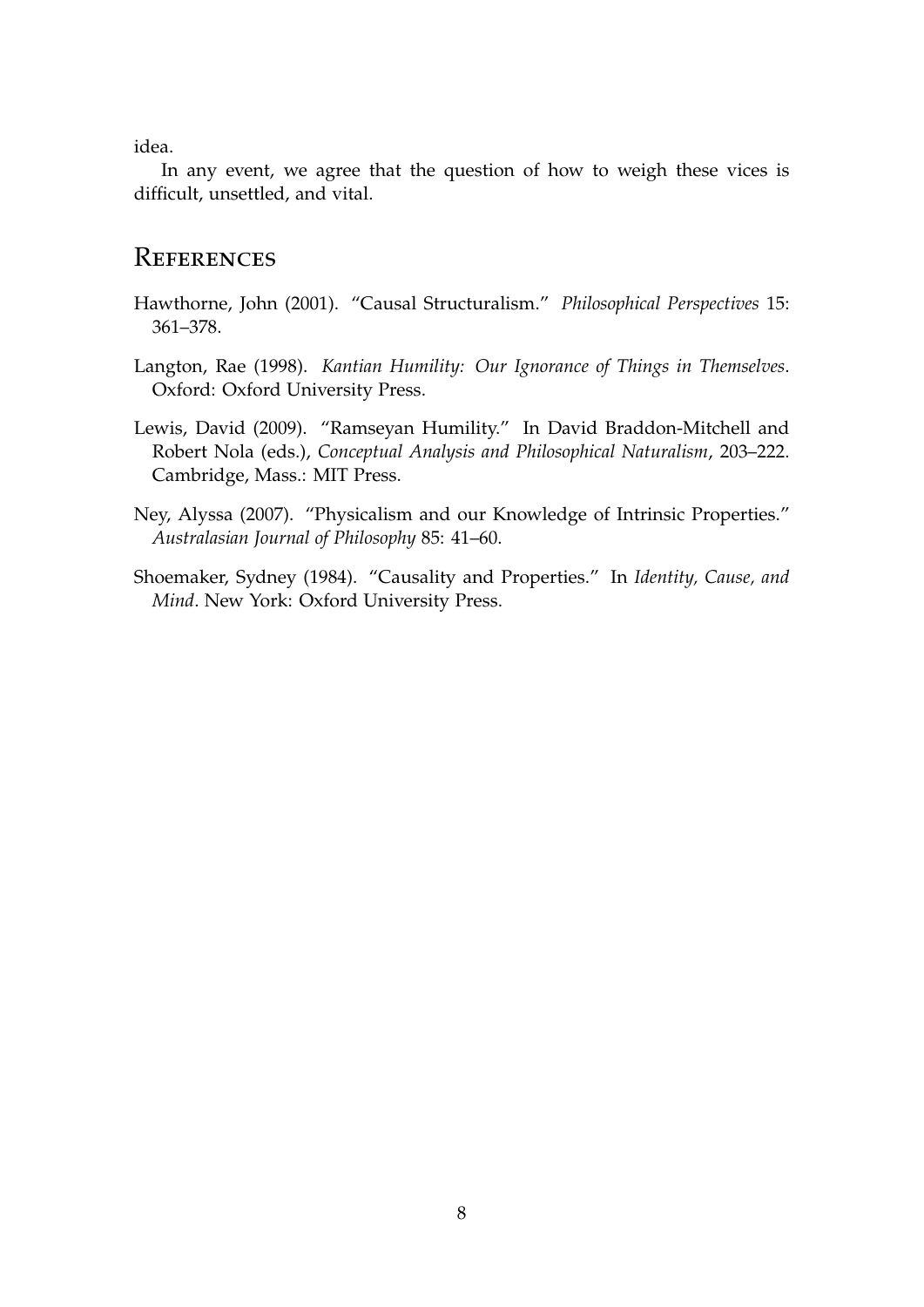idea.

In any event, we agree that the question of how to weigh these vices is difficult, unsettled, and vital.

## References

Hawthorne, John (2001). "Causal Structuralism." *Philosophical Perspectives* 15: 361–378.

Langton, Rae (1998). *Kantian Humility: Our Ignorance of Things in Themselves*. Oxford: Oxford University Press.

Lewis, David (2009). "Ramseyan Humility." In David Braddon-Mitchell and Robert Nola (eds.), *Conceptual Analysis and Philosophical Naturalism*, 203–222. Cambridge, Mass.: MIT Press.

Ney, Alyssa (2007). "Physicalism and our Knowledge of Intrinsic Properties." *Australasian Journal of Philosophy* 85: 41–60.

Shoemaker, Sydney (1984). "Causality and Properties." In *Identity, Cause, and Mind*. New York: Oxford University Press.